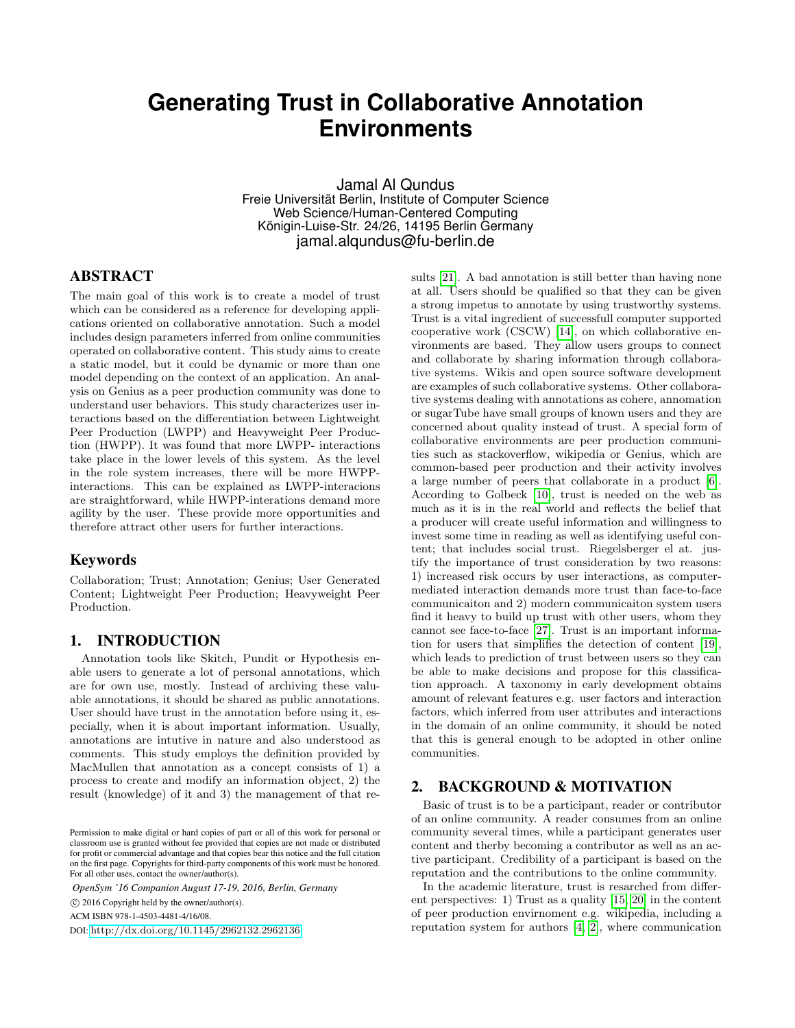# Generating Trust in Collaborative Annotation Environments

Jamal Al Qundus
Freie Universität Berlin, Institute of Computer Science
Web Science/Human-Centered Computing
Königin-Luise-Str. 24/26, 14195 Berlin Germany
jamal.alqundus@fu-berlin.de

## ABSTRACT

The main goal of this work is to create a model of trust which can be considered as a reference for developing applications oriented on collaborative annotation. Such a model includes design parameters inferred from online communities operated on collaborative content. This study aims to create a static model, but it could be dynamic or more than one model depending on the context of an application. An analysis on Genius as a peer production community was done to understand user behaviors. This study characterizes user interactions based on the differentiation between Lightweight Peer Production (LWPP) and Heavyweight Peer Production (HWPP). It was found that more LWPP- interactions take place in the lower levels of this system. As the level in the role system increases, there will be more HWPP-interactions. This can be explained as LWPP-interacions are straightforward, while HWPP-interations demand more agility by the user. These provide more opportunities and therefore attract other users for further interactions.

## Keywords

Collaboration; Trust; Annotation; Genius; User Generated Content; Lightweight Peer Production; Heavyweight Peer Production.

## 1. INTRODUCTION

Annotation tools like Skitch, Pundit or Hypothesis enable users to generate a lot of personal annotations, which are for own use, mostly. Instead of archiving these valuable annotations, it should be shared as public annotations. User should have trust in the annotation before using it, especially, when it is about important information. Usually, annotations are intutive in nature and also understood as comments. This study employs the definition provided by MacMullen that annotation as a concept consists of 1) a process to create and modify an information object, 2) the result (knowledge) of it and 3) the management of that results [21]. A bad annotation is still better than having none at all. Users should be qualified so that they can be given a strong impetus to annotate by using trustworthy systems. Trust is a vital ingredient of successfull computer supported cooperative work (CSCW) [14], on which collaborative environments are based. They allow users groups to connect and collaborate by sharing information through collaborative systems. Wikis and open source software development are examples of such collaborative systems. Other collaborative systems dealing with annotations as cohere, annomation or sugarTube have small groups of known users and they are concerned about quality instead of trust. A special form of collaborative environments are peer production communities such as stackoverflow, wikipedia or Genius, which are common-based peer production and their activity involves a large number of peers that collaborate in a product [6]. According to Golbeck [10], trust is needed on the web as much as it is in the real world and reflects the belief that a producer will create useful information and willingness to invest some time in reading as well as identifying useful content; that includes social trust. Riegelsberger el at. justify the importance of trust consideration by two reasons: 1) increased risk occurs by user interactions, as computer-mediated interaction demands more trust than face-to-face communicaiton and 2) modern communicaiton system users find it heavy to build up trust with other users, whom they cannot see face-to-face [27]. Trust is an important information for users that simplifies the detection of content [19], which leads to prediction of trust between users so they can be able to make decisions and propose for this classification approach. A taxonomy in early development obtains amount of relevant features e.g. user factors and interaction factors, which inferred from user attributes and interactions in the domain of an online community, it should be noted that this is general enough to be adopted in other online communities.

## 2. BACKGROUND & MOTIVATION

Basic of trust is to be a participant, reader or contributor of an online community. A reader consumes from an online community several times, while a participant generates user content and therby becoming a contributor as well as an active participant. Credibility of a participant is based on the reputation and the contributions to the online community.

In the academic literature, trust is resarched from different perspectives: 1) Trust as a quality [15, 20] in the content of peer production envirnoment e.g. wikipedia, including a reputation system for authors [4, 2], where communication

Permission to make digital or hard copies of part or all of this work for personal or classroom use is granted without fee provided that copies are not made or distributed for profit or commercial advantage and that copies bear this notice and the full citation on the first page. Copyrights for third-party components of this work must be honored. For all other uses, contact the owner/author(s).

*OpenSym '16 Companion August 17-19, 2016, Berlin, Germany*
© 2016 Copyright held by the owner/author(s).
ACM ISBN 978-1-4503-4481-4/16/08.
DOI: http://dx.doi.org/10.1145/2962132.2962136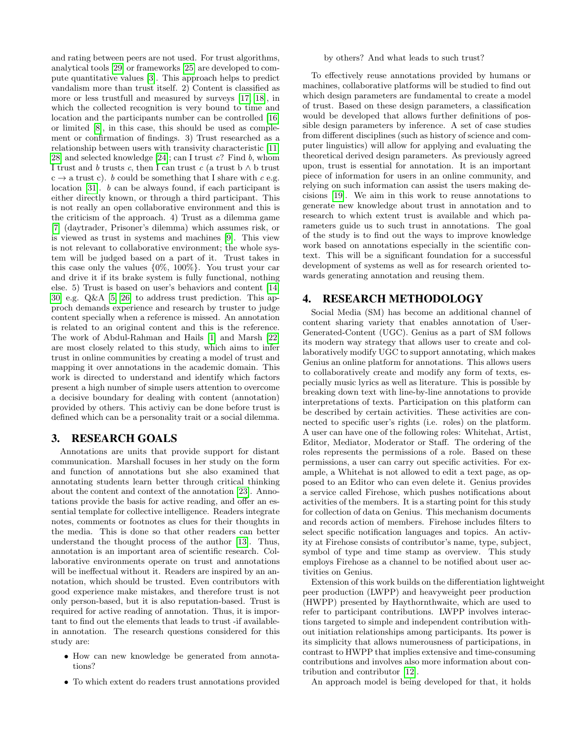and rating between peers are not used. For trust algorithms, analytical tools [29] or frameworks [25] are developed to compute quantitative values [3]. This approach helps to predict vandalism more than trust itself. 2) Content is classified as more or less trustfull and measured by surveys [17, 18], in which the collected recognition is very bound to time and location and the participants number can be controlled [16] or limited [8], in this case, this should be used as complement or confirmation of findings. 3) Trust researched as a relationship between users with transivity characteristic [11, 28] and selected knowledge [24]; can I trust $c$? Find $b$, whom I trust and $b$ trusts $c$, then I can trust $c$ (a trust b $\wedge$ b trust c $\rightarrow$ a trust c). $b$ could be something that I share with $c$ e.g. location [31]. $b$ can be always found, if each participant is either directly known, or through a third participant. This is not really an open collaborative environment and this is the criticism of the approach. 4) Trust as a dilemma game [7] (daytrader, Prisoner's dilemma) which assumes risk, or is viewed as trust in systems and machines [9]. This view is not relevant to collaborative environment; the whole system will be judged based on a part of it. Trust takes in this case only the values {0%, 100%}. You trust your car and drive it if its brake system is fully functional, nothing else. 5) Trust is based on user's behaviors and content [14, 30] e.g. Q&A [5, 26] to address trust prediction. This approach demands experience and research by truster to judge content specially when a reference is missed. An annotation is related to an original content and this is the reference. The work of Abdul-Rahman and Hails [1] and Marsh [22] are most closely related to this study, which aims to infer trust in online communities by creating a model of trust and mapping it over annotations in the academic domain. This work is directed to understand and identify which factors present a high number of simple users attention to overcome a decisive boundary for dealing with content (annotation) provided by others. This activiy can be done before trust is defined which can be a personality trait or a social dilemma.

## 3. RESEARCH GOALS

Annotations are units that provide support for distant communication. Marshall focuses in her study on the form and function of annotations but she also examined that annotating students learn better through critical thinking about the content and context of the annotation [23]. Annotations provide the basis for active reading, and offer an essential template for collective intelligence. Readers integrate notes, comments or footnotes as clues for their thoughts in the media. This is done so that other readers can better understand the thought process of the author [13]. Thus, annotation is an important area of scientific research. Collaborative environments operate on trust and annotations will be ineffectual without it. Readers are inspired by an annotation, which should be trusted. Even contributors with good experience make mistakes, and therefore trust is not only person-based, but it is also reputation-based. Trust is required for active reading of annotation. Thus, it is important to find out the elements that leads to trust -if available- in annotation. The research questions considered for this study are:

- How can new knowledge be generated from annotations?
- To which extent do readers trust annotations provided by others? And what leads to such trust?

To effectively reuse annotations provided by humans or machines, collaborative platforms will be studied to find out which design parameters are fundamental to create a model of trust. Based on these design parameters, a classification would be developed that allows further definitions of possible design parameters by inference. A set of case studies from different disciplines (such as history of science and computer linguistics) will allow for applying and evaluating the theoretical derived design parameters. As previously agreed upon, trust is essential for annotation. It is an important piece of information for users in an online community, and relying on such information can assist the users making decisions [19]. We aim in this work to reuse annotations to generate new knowledge about trust in annotation and to research to which extent trust is available and which parameters guide us to such trust in annotations. The goal of the study is to find out the ways to improve knowledge work based on annotations especially in the scientific context. This will be a significant foundation for a successful development of systems as well as for research oriented towards generating annotation and reusing them.

## 4. RESEARCH METHODOLOGY

Social Media (SM) has become an additional channel of content sharing variety that enables annotation of User-Generated-Content (UGC). Genius as a part of SM follows its modern way strategy that allows user to create and collaboratively modify UGC to support annotating, which makes Genius an online platform for annotations. This allows users to collaboratively create and modify any form of texts, especially music lyrics as well as literature. This is possible by breaking down text with line-by-line annotations to provide interpretations of texts. Participation on this platform can be described by certain activities. These activities are connected to specific user's rights (i.e. roles) on the platform. A user can have one of the following roles: Whitehat, Artist, Editor, Mediator, Moderator or Staff. The ordering of the roles represents the permissions of a role. Based on these permissions, a user can carry out specific activities. For example, a Whitehat is not allowed to edit a text page, as opposed to an Editor who can even delete it. Genius provides a service called Firehose, which pushes notifications about activities of the members. It is a starting point for this study for collection of data on Genius. This mechanism documents and records action of members. Firehose includes filters to select specific notification languages and topics. An activity at Firehose consists of contributor's name, type, subject, symbol of type and time stamp as overview. This study employs Firehose as a channel to be notified about user activities on Genius.

Extension of this work builds on the differentiation lightweight peer production (LWPP) and heavyweight peer production (HWPP) presented by Haythornthwaite, which are used to refer to participant contributions. LWPP involves interactions targeted to simple and independent contribution without initiation relationships among participants. Its power is its simplicity that allows numerousness of participations, in contrast to HWPP that implies extensive and time-consuming contributions and involves also more information about contribution and contributor [12].

An approach model is being developed for that, it holds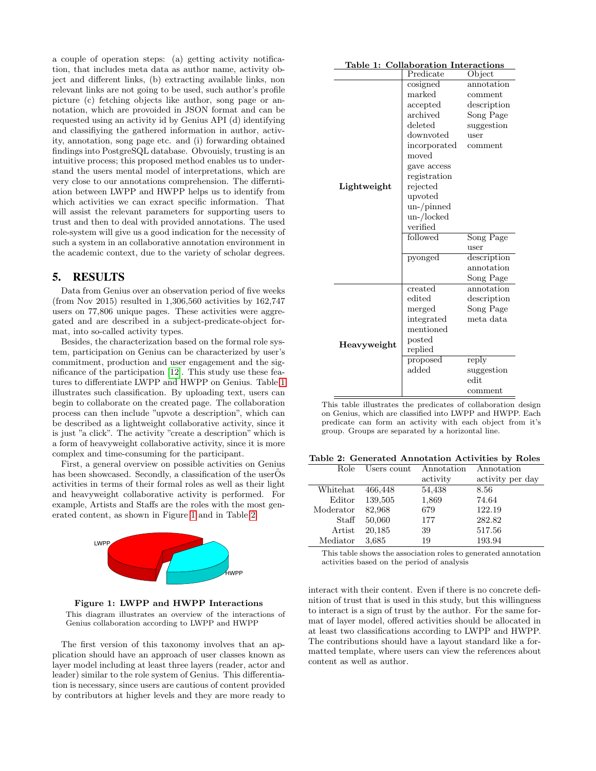a couple of operation steps: (a) getting activity notification, that includes meta data as author name, activity object and different links, (b) extracting available links, non relevant links are not going to be used, such author's profile picture (c) fetching objects like author, song page or annotation, which are provoided in JSON format and can be requested using an activity id by Genius API (d) identifying and classifiying the gathered information in author, activity, annotation, song page etc. and (i) forwarding obtained findings into PostgreSQL database. Obvouisly, trusting is an intuitive process; this proposed method enables us to understand the users mental model of interpretations, which are very close to our annotations comprehension. The differentiation between LWPP and HWPP helps us to identify from which activities we can exract specific information. That will assist the relevant parameters for supporting users to trust and then to deal with provided annotations. The used role-system will give us a good indication for the necessity of such a system in an collaborative annotation environment in the academic context, due to the variety of scholar degrees.

## 5. RESULTS

Data from Genius over an observation period of five weeks (from Nov 2015) resulted in 1,306,560 activities by 162,747 users on 77,806 unique pages. These activities were aggregated and are described in a subject-predicate-object format, into so-called activity types.

Besides, the characterization based on the formal role system, participation on Genius can be characterized by user's commitment, production and user engagement and the significance of the participation [12]. This study use these features to differentiate LWPP and HWPP on Genius. Table 1 illustrates such classification. By uploading text, users can begin to collaborate on the created page. The collaboration process can then include "upvote a description", which can be described as a lightweight collaborative activity, since it is just "a click". The activity "create a description" which is a form of heavyweight collaborative activity, since it is more complex and time-consuming for the participant.

First, a general overview on possible activities on Genius has been showcased. Secondly, a classification of the userÕs activities in terms of their formal roles as well as their light and heavyweight collaborative activity is performed. For example, Artists and Staffs are the roles with the most generated content, as shown in Figure 1 and in Table 2.

LWPP
HWPP

**Figure 1: LWPP and HWPP Interactions**

This diagram illustrates an overview of the interactions of Genius collaboration according to LWPP and HWPP

The first version of this taxonomy involves that an application should have an approach of user classes known as layer model including at least three layers (reader, actor and leader) similar to the role system of Genius. This differentiation is necessary, since users are cautious of content provided by contributors at higher levels and they are more ready to interact with their content. Even if there is no concrete definition of trust that is used in this study, but this willingness to interact is a sign of trust by the author. For the same format of layer model, offered activities should be allocated in at least two classifications according to LWPP and HWPP. The contributions should have a layout standard like a formatted template, where users can view the references about content as well as author.

**Table 1: Collaboration Interactions**

| | Predicate | Object |
|---|---|---|
| **Lightweight** | cosigned, marked, accepted, archived, deleted, downvoted, incorporated, moved, gave access, registration, rejected, upvoted, un-/pinned, un-/locked, verified | annotation, comment, description, Song Page, suggestion, user, comment |
| | followed | Song Page, user |
| | pyonged | description, annotation, Song Page |
| **Heavyweight** | created, edited, merged, integrated, mentioned, posted, replied | annotation, description, Song Page, meta data |
| | proposed, added | reply, suggestion, edit, comment |

This table illustrates the predicates of collaboration design on Genius, which are classified into LWPP and HWPP. Each predicate can form an activity with each object from it's group. Groups are separated by a horizontal line.

**Table 2: Generated Annotation Activities by Roles**

| Role | Users count | Annotation activity | Annotation activity per day |
|---|---|---|---|
| Whitehat | 466,448 | 54,438 | 8.56 |
| Editor | 139,505 | 1,869 | 74.64 |
| Moderator | 82,968 | 679 | 122.19 |
| Staff | 50,060 | 177 | 282.82 |
| Artist | 20,185 | 39 | 517.56 |
| Mediator | 3,685 | 19 | 193.94 |

This table shows the association roles to generated annotation activities based on the period of analysis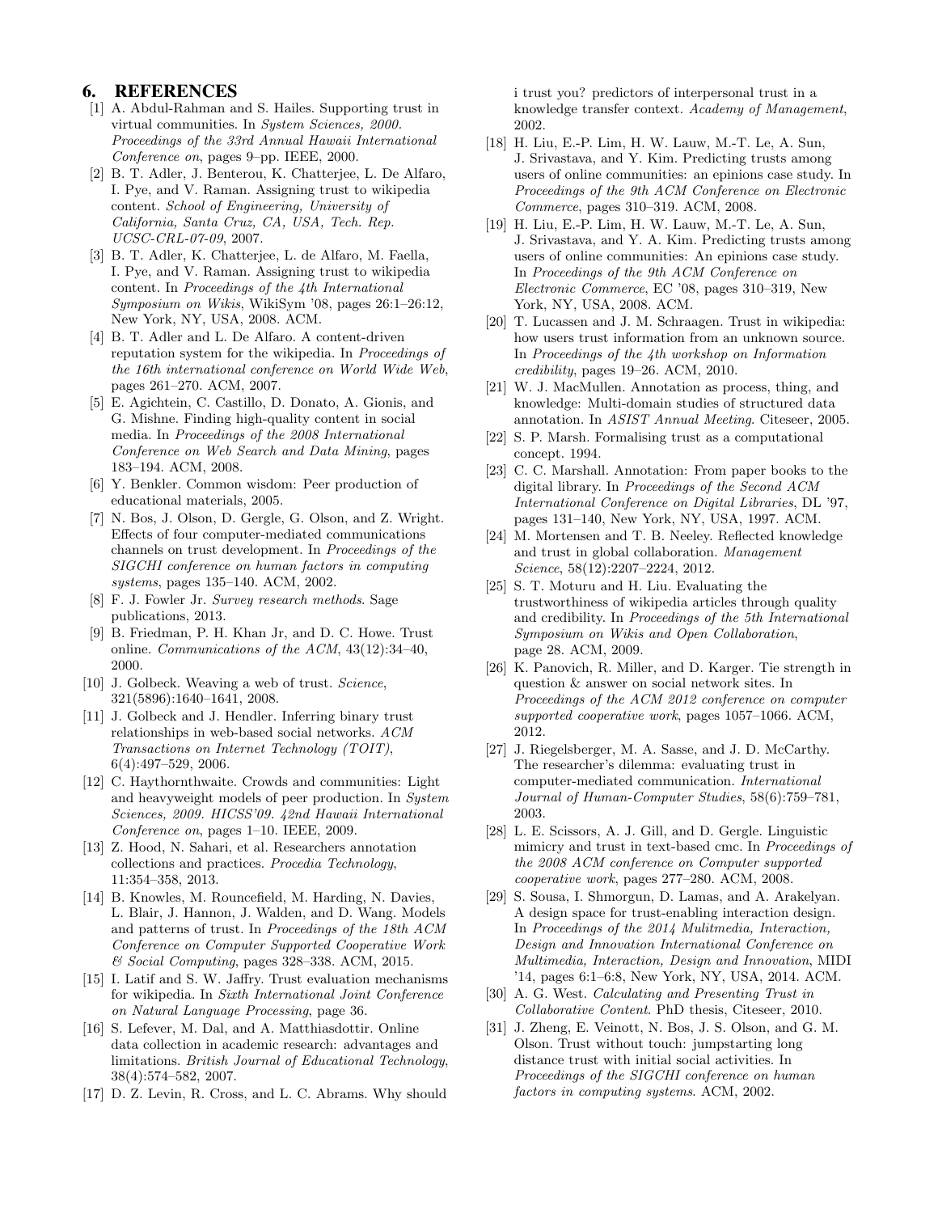## 6. REFERENCES

[1] A. Abdul-Rahman and S. Hailes. Supporting trust in virtual communities. In *System Sciences, 2000. Proceedings of the 33rd Annual Hawaii International Conference on*, pages 9–pp. IEEE, 2000.

[2] B. T. Adler, J. Benterou, K. Chatterjee, L. De Alfaro, I. Pye, and V. Raman. Assigning trust to wikipedia content. *School of Engineering, University of California, Santa Cruz, CA, USA, Tech. Rep. UCSC-CRL-07-09*, 2007.

[3] B. T. Adler, K. Chatterjee, L. de Alfaro, M. Faella, I. Pye, and V. Raman. Assigning trust to wikipedia content. In *Proceedings of the 4th International Symposium on Wikis*, WikiSym '08, pages 26:1–26:12, New York, NY, USA, 2008. ACM.

[4] B. T. Adler and L. De Alfaro. A content-driven reputation system for the wikipedia. In *Proceedings of the 16th international conference on World Wide Web*, pages 261–270. ACM, 2007.

[5] E. Agichtein, C. Castillo, D. Donato, A. Gionis, and G. Mishne. Finding high-quality content in social media. In *Proceedings of the 2008 International Conference on Web Search and Data Mining*, pages 183–194. ACM, 2008.

[6] Y. Benkler. Common wisdom: Peer production of educational materials, 2005.

[7] N. Bos, J. Olson, D. Gergle, G. Olson, and Z. Wright. Effects of four computer-mediated communications channels on trust development. In *Proceedings of the SIGCHI conference on human factors in computing systems*, pages 135–140. ACM, 2002.

[8] F. J. Fowler Jr. *Survey research methods*. Sage publications, 2013.

[9] B. Friedman, P. H. Khan Jr, and D. C. Howe. Trust online. *Communications of the ACM*, 43(12):34–40, 2000.

[10] J. Golbeck. Weaving a web of trust. *Science*, 321(5896):1640–1641, 2008.

[11] J. Golbeck and J. Hendler. Inferring binary trust relationships in web-based social networks. *ACM Transactions on Internet Technology (TOIT)*, 6(4):497–529, 2006.

[12] C. Haythornthwaite. Crowds and communities: Light and heavyweight models of peer production. In *System Sciences, 2009. HICSS'09. 42nd Hawaii International Conference on*, pages 1–10. IEEE, 2009.

[13] Z. Hood, N. Sahari, et al. Researchers annotation collections and practices. *Procedia Technology*, 11:354–358, 2013.

[14] B. Knowles, M. Rouncefield, M. Harding, N. Davies, L. Blair, J. Hannon, J. Walden, and D. Wang. Models and patterns of trust. In *Proceedings of the 18th ACM Conference on Computer Supported Cooperative Work & Social Computing*, pages 328–338. ACM, 2015.

[15] I. Latif and S. W. Jaffry. Trust evaluation mechanisms for wikipedia. In *Sixth International Joint Conference on Natural Language Processing*, page 36.

[16] S. Lefever, M. Dal, and A. Matthiasdottir. Online data collection in academic research: advantages and limitations. *British Journal of Educational Technology*, 38(4):574–582, 2007.

[17] D. Z. Levin, R. Cross, and L. C. Abrams. Why should i trust you? predictors of interpersonal trust in a knowledge transfer context. *Academy of Management*, 2002.

[18] H. Liu, E.-P. Lim, H. W. Lauw, M.-T. Le, A. Sun, J. Srivastava, and Y. Kim. Predicting trusts among users of online communities: an epinions case study. In *Proceedings of the 9th ACM Conference on Electronic Commerce*, pages 310–319. ACM, 2008.

[19] H. Liu, E.-P. Lim, H. W. Lauw, M.-T. Le, A. Sun, J. Srivastava, and Y. A. Kim. Predicting trusts among users of online communities: An epinions case study. In *Proceedings of the 9th ACM Conference on Electronic Commerce*, EC '08, pages 310–319, New York, NY, USA, 2008. ACM.

[20] T. Lucassen and J. M. Schraagen. Trust in wikipedia: how users trust information from an unknown source. In *Proceedings of the 4th workshop on Information credibility*, pages 19–26. ACM, 2010.

[21] W. J. MacMullen. Annotation as process, thing, and knowledge: Multi-domain studies of structured data annotation. In *ASIST Annual Meeting*. Citeseer, 2005.

[22] S. P. Marsh. Formalising trust as a computational concept. 1994.

[23] C. C. Marshall. Annotation: From paper books to the digital library. In *Proceedings of the Second ACM International Conference on Digital Libraries*, DL '97, pages 131–140, New York, NY, USA, 1997. ACM.

[24] M. Mortensen and T. B. Neeley. Reflected knowledge and trust in global collaboration. *Management Science*, 58(12):2207–2224, 2012.

[25] S. T. Moturu and H. Liu. Evaluating the trustworthiness of wikipedia articles through quality and credibility. In *Proceedings of the 5th International Symposium on Wikis and Open Collaboration*, page 28. ACM, 2009.

[26] K. Panovich, R. Miller, and D. Karger. Tie strength in question & answer on social network sites. In *Proceedings of the ACM 2012 conference on computer supported cooperative work*, pages 1057–1066. ACM, 2012.

[27] J. Riegelsberger, M. A. Sasse, and J. D. McCarthy. The researcher's dilemma: evaluating trust in computer-mediated communication. *International Journal of Human-Computer Studies*, 58(6):759–781, 2003.

[28] L. E. Scissors, A. J. Gill, and D. Gergle. Linguistic mimicry and trust in text-based cmc. In *Proceedings of the 2008 ACM conference on Computer supported cooperative work*, pages 277–280. ACM, 2008.

[29] S. Sousa, I. Shmorgun, D. Lamas, and A. Arakelyan. A design space for trust-enabling interaction design. In *Proceedings of the 2014 Mulitmedia, Interaction, Design and Innovation International Conference on Multimedia, Interaction, Design and Innovation*, MIDI '14, pages 6:1–6:8, New York, NY, USA, 2014. ACM.

[30] A. G. West. *Calculating and Presenting Trust in Collaborative Content*. PhD thesis, Citeseer, 2010.

[31] J. Zheng, E. Veinott, N. Bos, J. S. Olson, and G. M. Olson. Trust without touch: jumpstarting long distance trust with initial social activities. In *Proceedings of the SIGCHI conference on human factors in computing systems*. ACM, 2002.